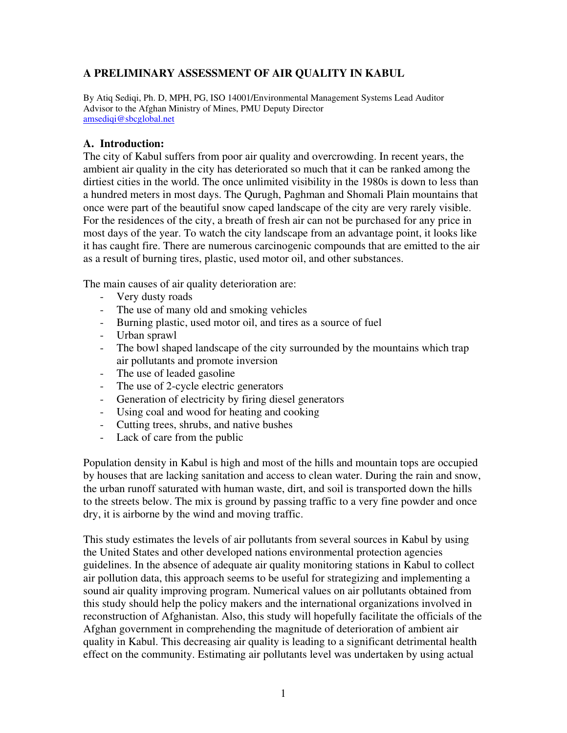# A PRELIMINARY ASSESSMENT OF AIR QUALITY IN KABUL

By Atiq Sediqi, Ph. D, MPH, PG, ISO 14001/Environmental Management Systems Lead Auditor
Advisor to the Afghan Ministry of Mines, PMU Deputy Director
amsediqi@sbcglobal.net

## A. Introduction:

The city of Kabul suffers from poor air quality and overcrowding. In recent years, the ambient air quality in the city has deteriorated so much that it can be ranked among the dirtiest cities in the world. The once unlimited visibility in the 1980s is down to less than a hundred meters in most days. The Qurugh, Paghman and Shomali Plain mountains that once were part of the beautiful snow caped landscape of the city are very rarely visible. For the residences of the city, a breath of fresh air can not be purchased for any price in most days of the year. To watch the city landscape from an advantage point, it looks like it has caught fire. There are numerous carcinogenic compounds that are emitted to the air as a result of burning tires, plastic, used motor oil, and other substances.

The main causes of air quality deterioration are:

- Very dusty roads
- The use of many old and smoking vehicles
- Burning plastic, used motor oil, and tires as a source of fuel
- Urban sprawl
- The bowl shaped landscape of the city surrounded by the mountains which trap air pollutants and promote inversion
- The use of leaded gasoline
- The use of 2-cycle electric generators
- Generation of electricity by firing diesel generators
- Using coal and wood for heating and cooking
- Cutting trees, shrubs, and native bushes
- Lack of care from the public

Population density in Kabul is high and most of the hills and mountain tops are occupied by houses that are lacking sanitation and access to clean water. During the rain and snow, the urban runoff saturated with human waste, dirt, and soil is transported down the hills to the streets below. The mix is ground by passing traffic to a very fine powder and once dry, it is airborne by the wind and moving traffic.

This study estimates the levels of air pollutants from several sources in Kabul by using the United States and other developed nations environmental protection agencies guidelines. In the absence of adequate air quality monitoring stations in Kabul to collect air pollution data, this approach seems to be useful for strategizing and implementing a sound air quality improving program. Numerical values on air pollutants obtained from this study should help the policy makers and the international organizations involved in reconstruction of Afghanistan. Also, this study will hopefully facilitate the officials of the Afghan government in comprehending the magnitude of deterioration of ambient air quality in Kabul. This decreasing air quality is leading to a significant detrimental health effect on the community. Estimating air pollutants level was undertaken by using actual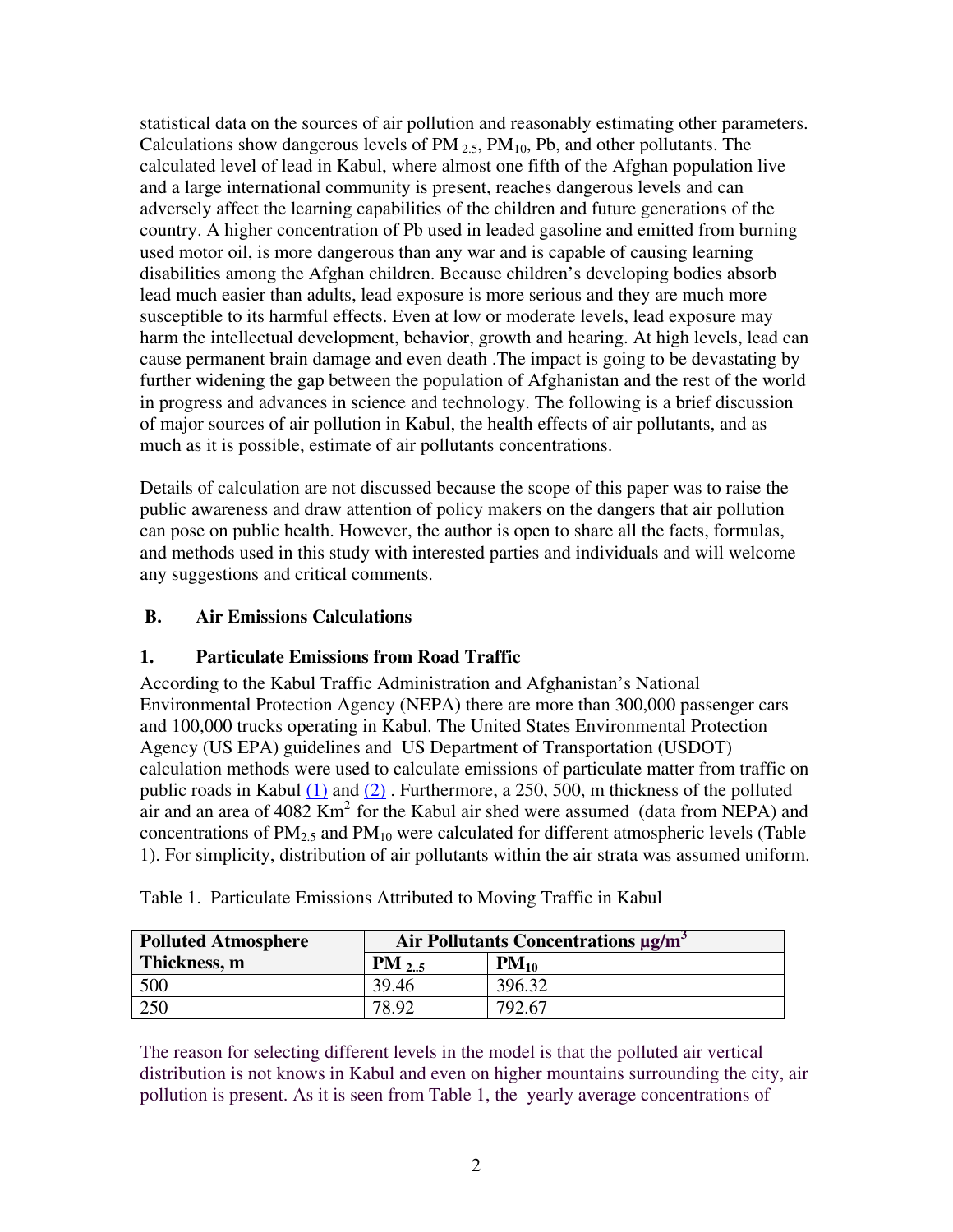statistical data on the sources of air pollution and reasonably estimating other parameters. Calculations show dangerous levels of $PM_{2.5}$, $PM_{10}$, Pb, and other pollutants. The calculated level of lead in Kabul, where almost one fifth of the Afghan population live and a large international community is present, reaches dangerous levels and can adversely affect the learning capabilities of the children and future generations of the country. A higher concentration of Pb used in leaded gasoline and emitted from burning used motor oil, is more dangerous than any war and is capable of causing learning disabilities among the Afghan children. Because children's developing bodies absorb lead much easier than adults, lead exposure is more serious and they are much more susceptible to its harmful effects. Even at low or moderate levels, lead exposure may harm the intellectual development, behavior, growth and hearing. At high levels, lead can cause permanent brain damage and even death .The impact is going to be devastating by further widening the gap between the population of Afghanistan and the rest of the world in progress and advances in science and technology. The following is a brief discussion of major sources of air pollution in Kabul, the health effects of air pollutants, and as much as it is possible, estimate of air pollutants concentrations.

Details of calculation are not discussed because the scope of this paper was to raise the public awareness and draw attention of policy makers on the dangers that air pollution can pose on public health. However, the author is open to share all the facts, formulas, and methods used in this study with interested parties and individuals and will welcome any suggestions and critical comments.

## B. Air Emissions Calculations

### 1. Particulate Emissions from Road Traffic

According to the Kabul Traffic Administration and Afghanistan's National Environmental Protection Agency (NEPA) there are more than 300,000 passenger cars and 100,000 trucks operating in Kabul. The United States Environmental Protection Agency (US EPA) guidelines and US Department of Transportation (USDOT) calculation methods were used to calculate emissions of particulate matter from traffic on public roads in Kabul (1) and (2) . Furthermore, a 250, 500, m thickness of the polluted air and an area of 4082 $Km^2$ for the Kabul air shed were assumed (data from NEPA) and concentrations of $PM_{2.5}$ and $PM_{10}$ were calculated for different atmospheric levels (Table 1). For simplicity, distribution of air pollutants within the air strata was assumed uniform.

Table 1. Particulate Emissions Attributed to Moving Traffic in Kabul

| Polluted Atmosphere Thickness, m | Air Pollutants Concentrations $\mu g/m^3$ | |
|---|---|---|
| | $PM_{2..5}$ | $PM_{10}$ |
| 500 | 39.46 | 396.32 |
| 250 | 78.92 | 792.67 |

The reason for selecting different levels in the model is that the polluted air vertical distribution is not knows in Kabul and even on higher mountains surrounding the city, air pollution is present. As it is seen from Table 1, the yearly average concentrations of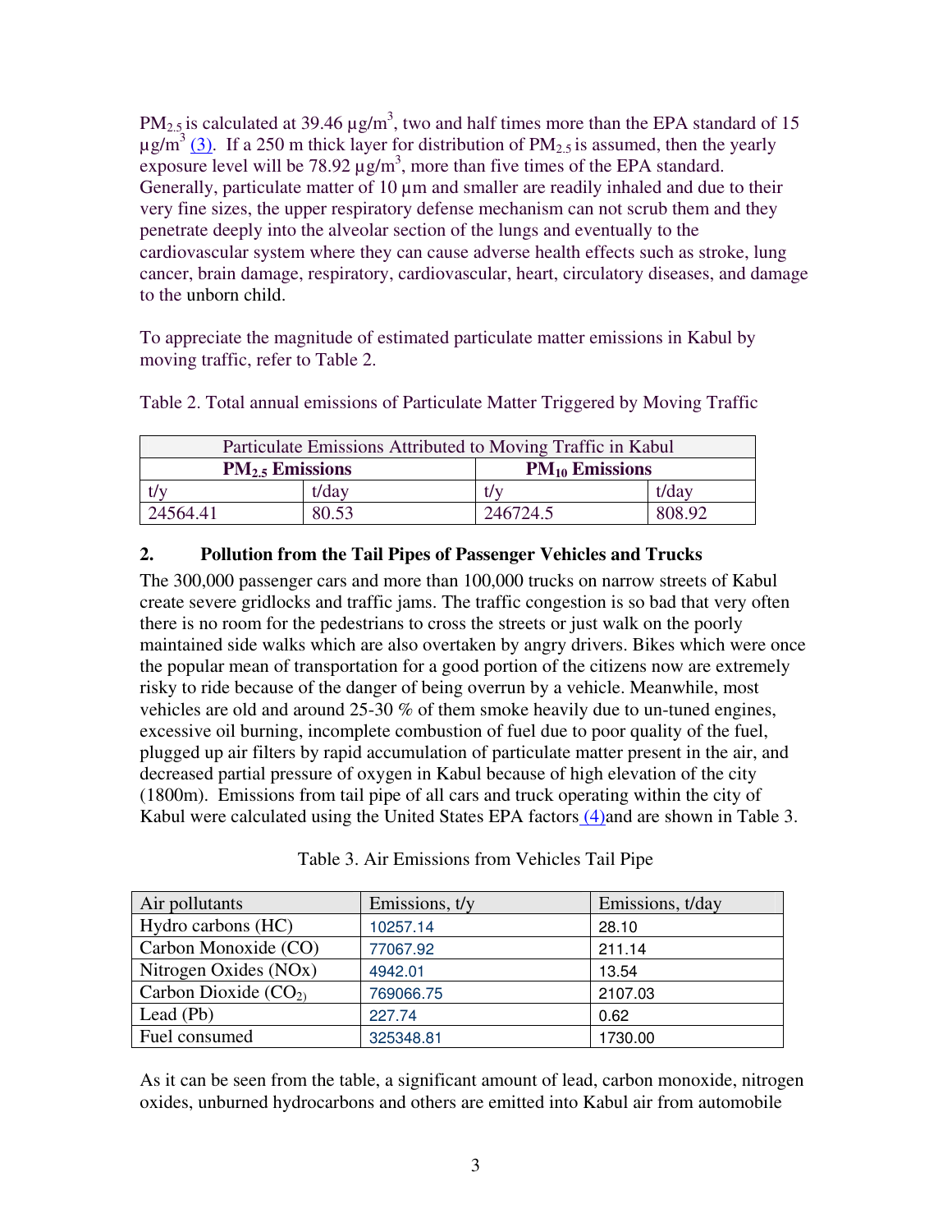$PM_{2.5}$ is calculated at 39.46 µg/m$^3$, two and half times more than the EPA standard of 15 µg/m$^3$ (3). If a 250 m thick layer for distribution of $PM_{2.5}$ is assumed, then the yearly exposure level will be 78.92 µg/m$^3$, more than five times of the EPA standard. Generally, particulate matter of 10 µm and smaller are readily inhaled and due to their very fine sizes, the upper respiratory defense mechanism can not scrub them and they penetrate deeply into the alveolar section of the lungs and eventually to the cardiovascular system where they can cause adverse health effects such as stroke, lung cancer, brain damage, respiratory, cardiovascular, heart, circulatory diseases, and damage to the unborn child.

To appreciate the magnitude of estimated particulate matter emissions in Kabul by moving traffic, refer to Table 2.

Table 2. Total annual emissions of Particulate Matter Triggered by Moving Traffic

| Particulate Emissions Attributed to Moving Traffic in Kabul | | | |
|---|---|---|---|
| **$PM_{2.5}$ Emissions** | | **$PM_{10}$ Emissions** | |
| t/y | t/day | t/y | t/day |
| 24564.41 | 80.53 | 246724.5 | 808.92 |

## 2. Pollution from the Tail Pipes of Passenger Vehicles and Trucks

The 300,000 passenger cars and more than 100,000 trucks on narrow streets of Kabul create severe gridlocks and traffic jams. The traffic congestion is so bad that very often there is no room for the pedestrians to cross the streets or just walk on the poorly maintained side walks which are also overtaken by angry drivers. Bikes which were once the popular mean of transportation for a good portion of the citizens now are extremely risky to ride because of the danger of being overrun by a vehicle. Meanwhile, most vehicles are old and around 25-30 % of them smoke heavily due to un-tuned engines, excessive oil burning, incomplete combustion of fuel due to poor quality of the fuel, plugged up air filters by rapid accumulation of particulate matter present in the air, and decreased partial pressure of oxygen in Kabul because of high elevation of the city (1800m). Emissions from tail pipe of all cars and truck operating within the city of Kabul were calculated using the United States EPA factors (4)and are shown in Table 3.

Table 3. Air Emissions from Vehicles Tail Pipe

| Air pollutants | Emissions, t/y | Emissions, t/day |
|---|---|---|
| Hydro carbons (HC) | 10257.14 | 28.10 |
| Carbon Monoxide (CO) | 77067.92 | 211.14 |
| Nitrogen Oxides (NOx) | 4942.01 | 13.54 |
| Carbon Dioxide ($CO_2$) | 769066.75 | 2107.03 |
| Lead (Pb) | 227.74 | 0.62 |
| Fuel consumed | 325348.81 | 1730.00 |

As it can be seen from the table, a significant amount of lead, carbon monoxide, nitrogen oxides, unburned hydrocarbons and others are emitted into Kabul air from automobile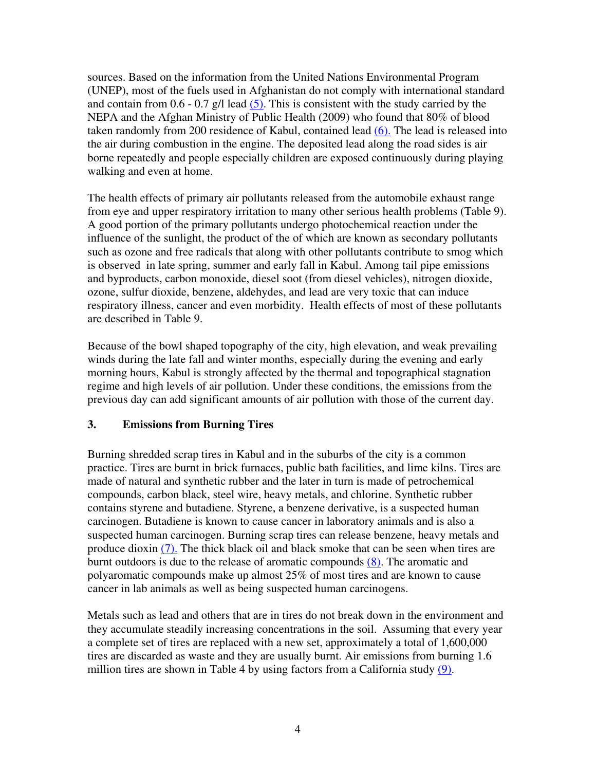sources. Based on the information from the United Nations Environmental Program (UNEP), most of the fuels used in Afghanistan do not comply with international standard and contain from 0.6 - 0.7 g/l lead (5). This is consistent with the study carried by the NEPA and the Afghan Ministry of Public Health (2009) who found that 80% of blood taken randomly from 200 residence of Kabul, contained lead (6). The lead is released into the air during combustion in the engine. The deposited lead along the road sides is air borne repeatedly and people especially children are exposed continuously during playing walking and even at home.

The health effects of primary air pollutants released from the automobile exhaust range from eye and upper respiratory irritation to many other serious health problems (Table 9). A good portion of the primary pollutants undergo photochemical reaction under the influence of the sunlight, the product of the of which are known as secondary pollutants such as ozone and free radicals that along with other pollutants contribute to smog which is observed in late spring, summer and early fall in Kabul. Among tail pipe emissions and byproducts, carbon monoxide, diesel soot (from diesel vehicles), nitrogen dioxide, ozone, sulfur dioxide, benzene, aldehydes, and lead are very toxic that can induce respiratory illness, cancer and even morbidity. Health effects of most of these pollutants are described in Table 9.

Because of the bowl shaped topography of the city, high elevation, and weak prevailing winds during the late fall and winter months, especially during the evening and early morning hours, Kabul is strongly affected by the thermal and topographical stagnation regime and high levels of air pollution. Under these conditions, the emissions from the previous day can add significant amounts of air pollution with those of the current day.

## 3. Emissions from Burning Tires

Burning shredded scrap tires in Kabul and in the suburbs of the city is a common practice. Tires are burnt in brick furnaces, public bath facilities, and lime kilns. Tires are made of natural and synthetic rubber and the later in turn is made of petrochemical compounds, carbon black, steel wire, heavy metals, and chlorine. Synthetic rubber contains styrene and butadiene. Styrene, a benzene derivative, is a suspected human carcinogen. Butadiene is known to cause cancer in laboratory animals and is also a suspected human carcinogen. Burning scrap tires can release benzene, heavy metals and produce dioxin (7). The thick black oil and black smoke that can be seen when tires are burnt outdoors is due to the release of aromatic compounds (8). The aromatic and polyaromatic compounds make up almost 25% of most tires and are known to cause cancer in lab animals as well as being suspected human carcinogens.

Metals such as lead and others that are in tires do not break down in the environment and they accumulate steadily increasing concentrations in the soil. Assuming that every year a complete set of tires are replaced with a new set, approximately a total of 1,600,000 tires are discarded as waste and they are usually burnt. Air emissions from burning 1.6 million tires are shown in Table 4 by using factors from a California study (9).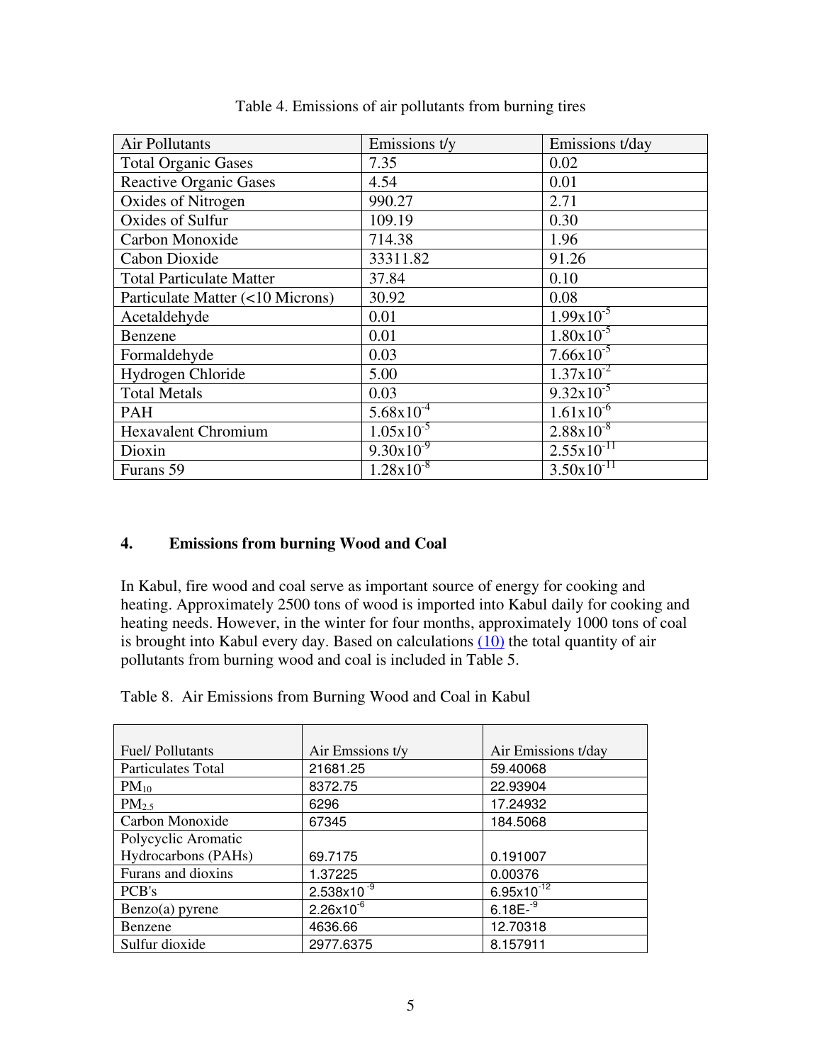Table 4. Emissions of air pollutants from burning tires

| Air Pollutants | Emissions t/y | Emissions t/day |
|---|---|---|
| Total Organic Gases | 7.35 | 0.02 |
| Reactive Organic Gases | 4.54 | 0.01 |
| Oxides of Nitrogen | 990.27 | 2.71 |
| Oxides of Sulfur | 109.19 | 0.30 |
| Carbon Monoxide | 714.38 | 1.96 |
| Cabon Dioxide | 33311.82 | 91.26 |
| Total Particulate Matter | 37.84 | 0.10 |
| Particulate Matter (<10 Microns) | 30.92 | 0.08 |
| Acetaldehyde | 0.01 | $1.99 \times 10^{-5}$ |
| Benzene | 0.01 | $1.80 \times 10^{-5}$ |
| Formaldehyde | 0.03 | $7.66 \times 10^{-5}$ |
| Hydrogen Chloride | 5.00 | $1.37 \times 10^{-2}$ |
| Total Metals | 0.03 | $9.32 \times 10^{-5}$ |
| PAH | $5.68 \times 10^{-4}$ | $1.61 \times 10^{-6}$ |
| Hexavalent Chromium | $1.05 \times 10^{-5}$ | $2.88 \times 10^{-8}$ |
| Dioxin | $9.30 \times 10^{-9}$ | $2.55 \times 10^{-11}$ |
| Furans 59 | $1.28 \times 10^{-8}$ | $3.50 \times 10^{-11}$ |

## 4. Emissions from burning Wood and Coal

In Kabul, fire wood and coal serve as important source of energy for cooking and heating. Approximately 2500 tons of wood is imported into Kabul daily for cooking and heating needs. However, in the winter for four months, approximately 1000 tons of coal is brought into Kabul every day. Based on calculations (10) the total quantity of air pollutants from burning wood and coal is included in Table 5.

Table 8. Air Emissions from Burning Wood and Coal in Kabul

| Fuel/ Pollutants | Air Emssions t/y | Air Emissions t/day |
|---|---|---|
| Particulates Total | 21681.25 | 59.40068 |
| $PM_{10}$ | 8372.75 | 22.93904 |
| $PM_{2.5}$ | 6296 | 17.24932 |
| Carbon Monoxide | 67345 | 184.5068 |
| Polycyclic Aromatic Hydrocarbons (PAHs) | 69.7175 | 0.191007 |
| Furans and dioxins | 1.37225 | 0.00376 |
| PCB's | $2.538 \times 10^{-9}$ | $6.95 \times 10^{-12}$ |
| Benzo(a) pyrene | $2.26 \times 10^{-6}$ | 6.18E$^{-9}$ |
| Benzene | 4636.66 | 12.70318 |
| Sulfur dioxide | 2977.6375 | 8.157911 |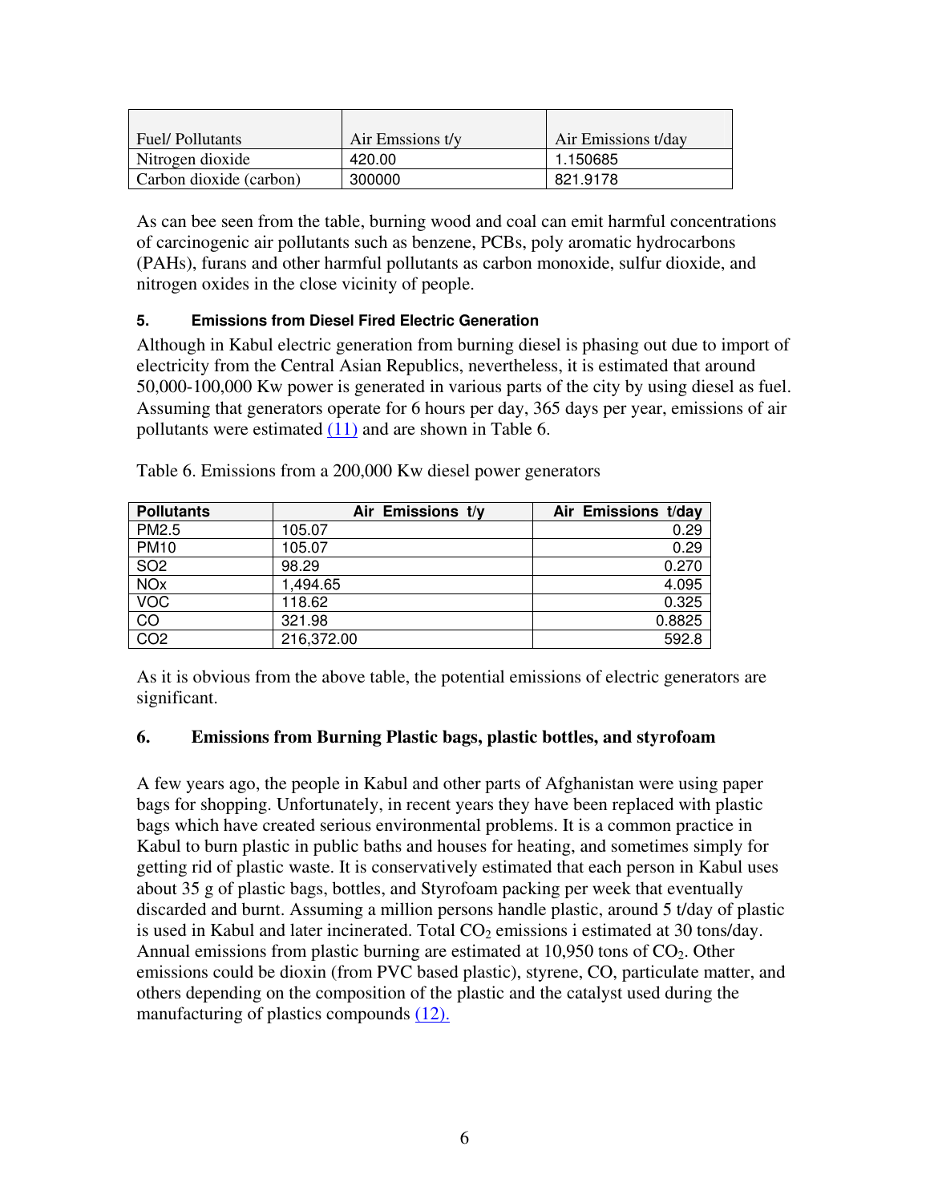| Fuel/ Pollutants | Air Emssions t/y | Air Emissions t/day |
|---|---|---|
| Nitrogen dioxide | 420.00 | 1.150685 |
| Carbon dioxide (carbon) | 300000 | 821.9178 |

As can bee seen from the table, burning wood and coal can emit harmful concentrations of carcinogenic air pollutants such as benzene, PCBs, poly aromatic hydrocarbons (PAHs), furans and other harmful pollutants as carbon monoxide, sulfur dioxide, and nitrogen oxides in the close vicinity of people.

#### 5. Emissions from Diesel Fired Electric Generation

Although in Kabul electric generation from burning diesel is phasing out due to import of electricity from the Central Asian Republics, nevertheless, it is estimated that around 50,000-100,000 Kw power is generated in various parts of the city by using diesel as fuel. Assuming that generators operate for 6 hours per day, 365 days per year, emissions of air pollutants were estimated (11) and are shown in Table 6.

Table 6. Emissions from a 200,000 Kw diesel power generators

| Pollutants | Air Emissions t/y | Air Emissions t/day |
|---|---|---|
| PM2.5 | 105.07 | 0.29 |
| PM10 | 105.07 | 0.29 |
| SO2 | 98.29 | 0.270 |
| NOx | 1,494.65 | 4.095 |
| VOC | 118.62 | 0.325 |
| CO | 321.98 | 0.8825 |
| CO2 | 216,372.00 | 592.8 |

As it is obvious from the above table, the potential emissions of electric generators are significant.

### 6. Emissions from Burning Plastic bags, plastic bottles, and styrofoam

A few years ago, the people in Kabul and other parts of Afghanistan were using paper bags for shopping. Unfortunately, in recent years they have been replaced with plastic bags which have created serious environmental problems. It is a common practice in Kabul to burn plastic in public baths and houses for heating, and sometimes simply for getting rid of plastic waste. It is conservatively estimated that each person in Kabul uses about 35 g of plastic bags, bottles, and Styrofoam packing per week that eventually discarded and burnt. Assuming a million persons handle plastic, around 5 t/day of plastic is used in Kabul and later incinerated. Total $CO_2$ emissions i estimated at 30 tons/day. Annual emissions from plastic burning are estimated at 10,950 tons of $CO_2$. Other emissions could be dioxin (from PVC based plastic), styrene, CO, particulate matter, and others depending on the composition of the plastic and the catalyst used during the manufacturing of plastics compounds (12).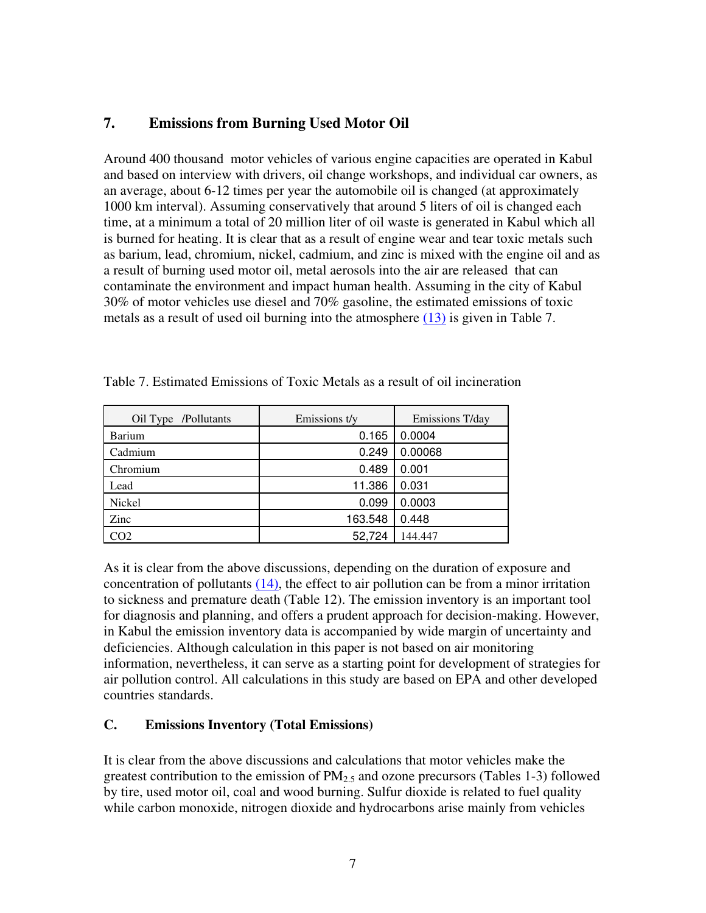## 7. Emissions from Burning Used Motor Oil

Around 400 thousand motor vehicles of various engine capacities are operated in Kabul and based on interview with drivers, oil change workshops, and individual car owners, as an average, about 6-12 times per year the automobile oil is changed (at approximately 1000 km interval). Assuming conservatively that around 5 liters of oil is changed each time, at a minimum a total of 20 million liter of oil waste is generated in Kabul which all is burned for heating. It is clear that as a result of engine wear and tear toxic metals such as barium, lead, chromium, nickel, cadmium, and zinc is mixed with the engine oil and as a result of burning used motor oil, metal aerosols into the air are released that can contaminate the environment and impact human health. Assuming in the city of Kabul 30% of motor vehicles use diesel and 70% gasoline, the estimated emissions of toxic metals as a result of used oil burning into the atmosphere (13) is given in Table 7.

Table 7. Estimated Emissions of Toxic Metals as a result of oil incineration

| Oil Type /Pollutants | Emissions t/y | Emissions T/day |
|---|---|---|
| Barium | 0.165 | 0.0004 |
| Cadmium | 0.249 | 0.00068 |
| Chromium | 0.489 | 0.001 |
| Lead | 11.386 | 0.031 |
| Nickel | 0.099 | 0.0003 |
| Zinc | 163.548 | 0.448 |
| $CO_2$ | 52,724 | 144.447 |

As it is clear from the above discussions, depending on the duration of exposure and concentration of pollutants (14), the effect to air pollution can be from a minor irritation to sickness and premature death (Table 12). The emission inventory is an important tool for diagnosis and planning, and offers a prudent approach for decision-making. However, in Kabul the emission inventory data is accompanied by wide margin of uncertainty and deficiencies. Although calculation in this paper is not based on air monitoring information, nevertheless, it can serve as a starting point for development of strategies for air pollution control. All calculations in this study are based on EPA and other developed countries standards.

## C. Emissions Inventory (Total Emissions)

It is clear from the above discussions and calculations that motor vehicles make the greatest contribution to the emission of $PM_{2.5}$ and ozone precursors (Tables 1-3) followed by tire, used motor oil, coal and wood burning. Sulfur dioxide is related to fuel quality while carbon monoxide, nitrogen dioxide and hydrocarbons arise mainly from vehicles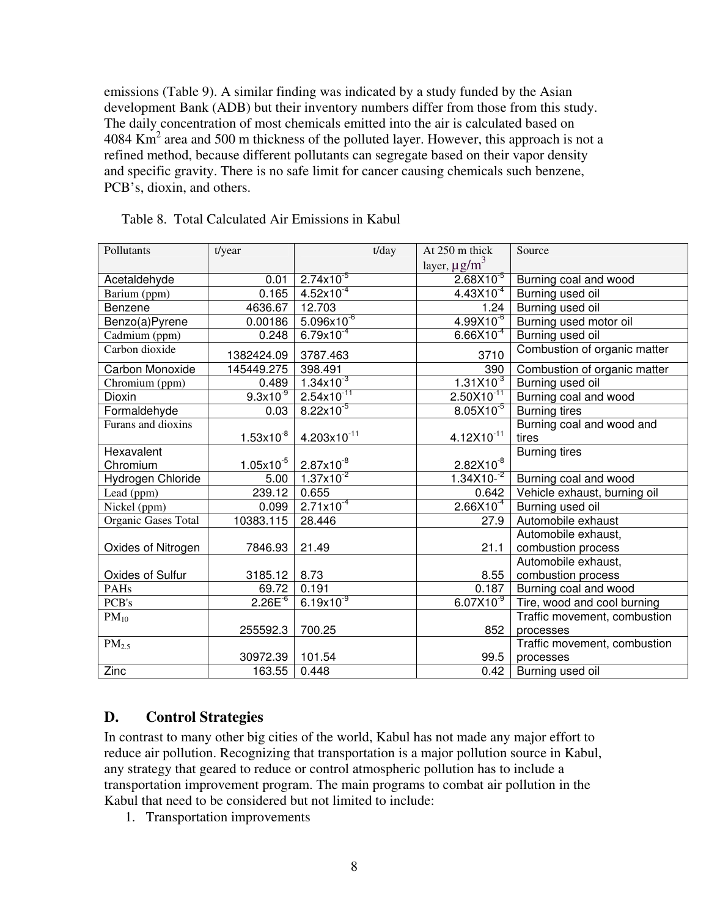emissions (Table 9). A similar finding was indicated by a study funded by the Asian development Bank (ADB) but their inventory numbers differ from those from this study. The daily concentration of most chemicals emitted into the air is calculated based on 4084 $Km^2$ area and 500 m thickness of the polluted layer. However, this approach is not a refined method, because different pollutants can segregate based on their vapor density and specific gravity. There is no safe limit for cancer causing chemicals such benzene, PCB's, dioxin, and others.

Table 8. Total Calculated Air Emissions in Kabul

| Pollutants | t/year | t/day | At 250 m thick layer, $\mu g/m^3$ | Source |
|---|---|---|---|---|
| Acetaldehyde | 0.01 | $2.74 \times 10^{-5}$ | $2.68 \times 10^{-5}$ | Burning coal and wood |
| Barium (ppm) | 0.165 | $4.52 \times 10^{-4}$ | $4.43 \times 10^{-4}$ | Burning used oil |
| Benzene | 4636.67 | 12.703 | 1.24 | Burning used oil |
| Benzo(a)Pyrene | 0.00186 | $5.096 \times 10^{-6}$ | $4.99 \times 10^{-6}$ | Burning used motor oil |
| Cadmium (ppm) | 0.248 | $6.79 \times 10^{-4}$ | $6.66 \times 10^{-4}$ | Burning used oil |
| Carbon dioxide | 1382424.09 | 3787.463 | 3710 | Combustion of organic matter |
| Carbon Monoxide | 145449.275 | 398.491 | 390 | Combustion of organic matter |
| Chromium (ppm) | 0.489 | $1.34 \times 10^{-3}$ | $1.31 \times 10^{-3}$ | Burning used oil |
| Dioxin | $9.3 \times 10^{-9}$ | $2.54 \times 10^{-11}$ | $2.50 \times 10^{-11}$ | Burning coal and wood |
| Formaldehyde | 0.03 | $8.22 \times 10^{-5}$ | $8.05 \times 10^{-5}$ | Burning tires |
| Furans and dioxins | $1.53 \times 10^{-8}$ | $4.203 \times 10^{-11}$ | $4.12 \times 10^{-11}$ | Burning coal and wood and tires |
| Hexavalent Chromium | $1.05 \times 10^{-5}$ | $2.87 \times 10^{-8}$ | $2.82 \times 10^{-8}$ | Burning tires |
| Hydrogen Chloride | 5.00 | $1.37 \times 10^{-2}$ | $1.34 \times 10^{-2}$ | Burning coal and wood |
| Lead (ppm) | 239.12 | 0.655 | 0.642 | Vehicle exhaust, burning oil |
| Nickel (ppm) | 0.099 | $2.71 \times 10^{-4}$ | $2.66 \times 10^{-4}$ | Burning used oil |
| Organic Gases Total | 10383.115 | 28.446 | 27.9 | Automobile exhaust |
| Oxides of Nitrogen | 7846.93 | 21.49 | 21.1 | Automobile exhaust, combustion process |
| Oxides of Sulfur | 3185.12 | 8.73 | 8.55 | Automobile exhaust, combustion process |
| PAHs | 69.72 | 0.191 | 0.187 | Burning coal and wood |
| PCB's | $2.26 \times 10^{-6}$ | $6.19 \times 10^{-9}$ | $6.07 \times 10^{-9}$ | Tire, wood and cool burning |
| $PM_{10}$ | 255592.3 | 700.25 | 852 | Traffic movement, combustion processes |
| $PM_{2.5}$ | 30972.39 | 101.54 | 99.5 | Traffic movement, combustion processes |
| Zinc | 163.55 | 0.448 | 0.42 | Burning used oil |

## D. Control Strategies

In contrast to many other big cities of the world, Kabul has not made any major effort to reduce air pollution. Recognizing that transportation is a major pollution source in Kabul, any strategy that geared to reduce or control atmospheric pollution has to include a transportation improvement program. The main programs to combat air pollution in the Kabul that need to be considered but not limited to include:

1. Transportation improvements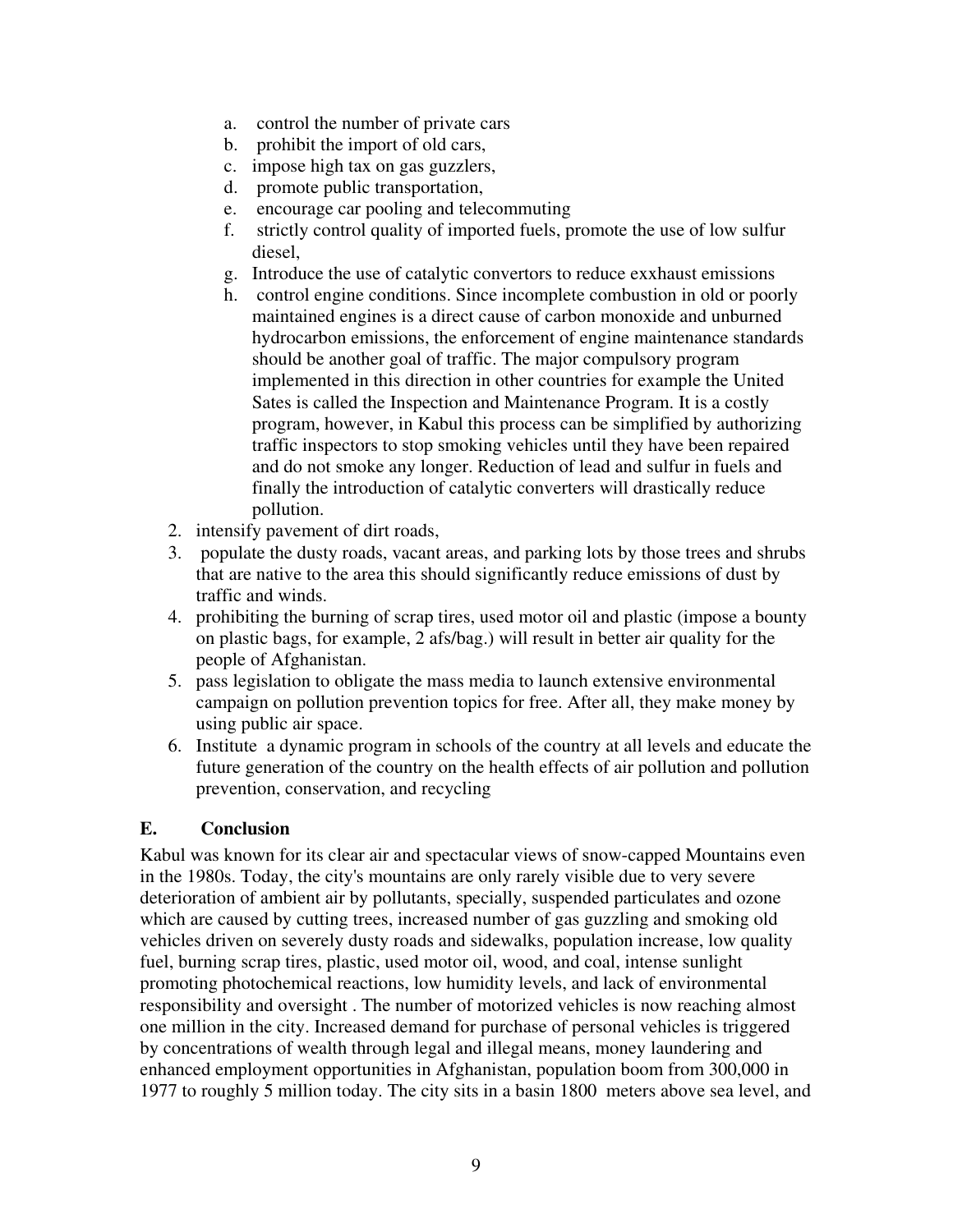a. control the number of private cars
   b. prohibit the import of old cars,
   c. impose high tax on gas guzzlers,
   d. promote public transportation,
   e. encourage car pooling and telecommuting
   f. strictly control quality of imported fuels, promote the use of low sulfur diesel,
   g. Introduce the use of catalytic convertors to reduce exxhaust emissions
   h. control engine conditions. Since incomplete combustion in old or poorly maintained engines is a direct cause of carbon monoxide and unburned hydrocarbon emissions, the enforcement of engine maintenance standards should be another goal of traffic. The major compulsory program implemented in this direction in other countries for example the United Sates is called the Inspection and Maintenance Program. It is a costly program, however, in Kabul this process can be simplified by authorizing traffic inspectors to stop smoking vehicles until they have been repaired and do not smoke any longer. Reduction of lead and sulfur in fuels and finally the introduction of catalytic converters will drastically reduce pollution.

2. intensify pavement of dirt roads,
3. populate the dusty roads, vacant areas, and parking lots by those trees and shrubs that are native to the area this should significantly reduce emissions of dust by traffic and winds.
4. prohibiting the burning of scrap tires, used motor oil and plastic (impose a bounty on plastic bags, for example, 2 afs/bag.) will result in better air quality for the people of Afghanistan.
5. pass legislation to obligate the mass media to launch extensive environmental campaign on pollution prevention topics for free. After all, they make money by using public air space.
6. Institute a dynamic program in schools of the country at all levels and educate the future generation of the country on the health effects of air pollution and pollution prevention, conservation, and recycling

## E. Conclusion

Kabul was known for its clear air and spectacular views of snow-capped Mountains even in the 1980s. Today, the city's mountains are only rarely visible due to very severe deterioration of ambient air by pollutants, specially, suspended particulates and ozone which are caused by cutting trees, increased number of gas guzzling and smoking old vehicles driven on severely dusty roads and sidewalks, population increase, low quality fuel, burning scrap tires, plastic, used motor oil, wood, and coal, intense sunlight promoting photochemical reactions, low humidity levels, and lack of environmental responsibility and oversight . The number of motorized vehicles is now reaching almost one million in the city. Increased demand for purchase of personal vehicles is triggered by concentrations of wealth through legal and illegal means, money laundering and enhanced employment opportunities in Afghanistan, population boom from 300,000 in 1977 to roughly 5 million today. The city sits in a basin 1800 meters above sea level, and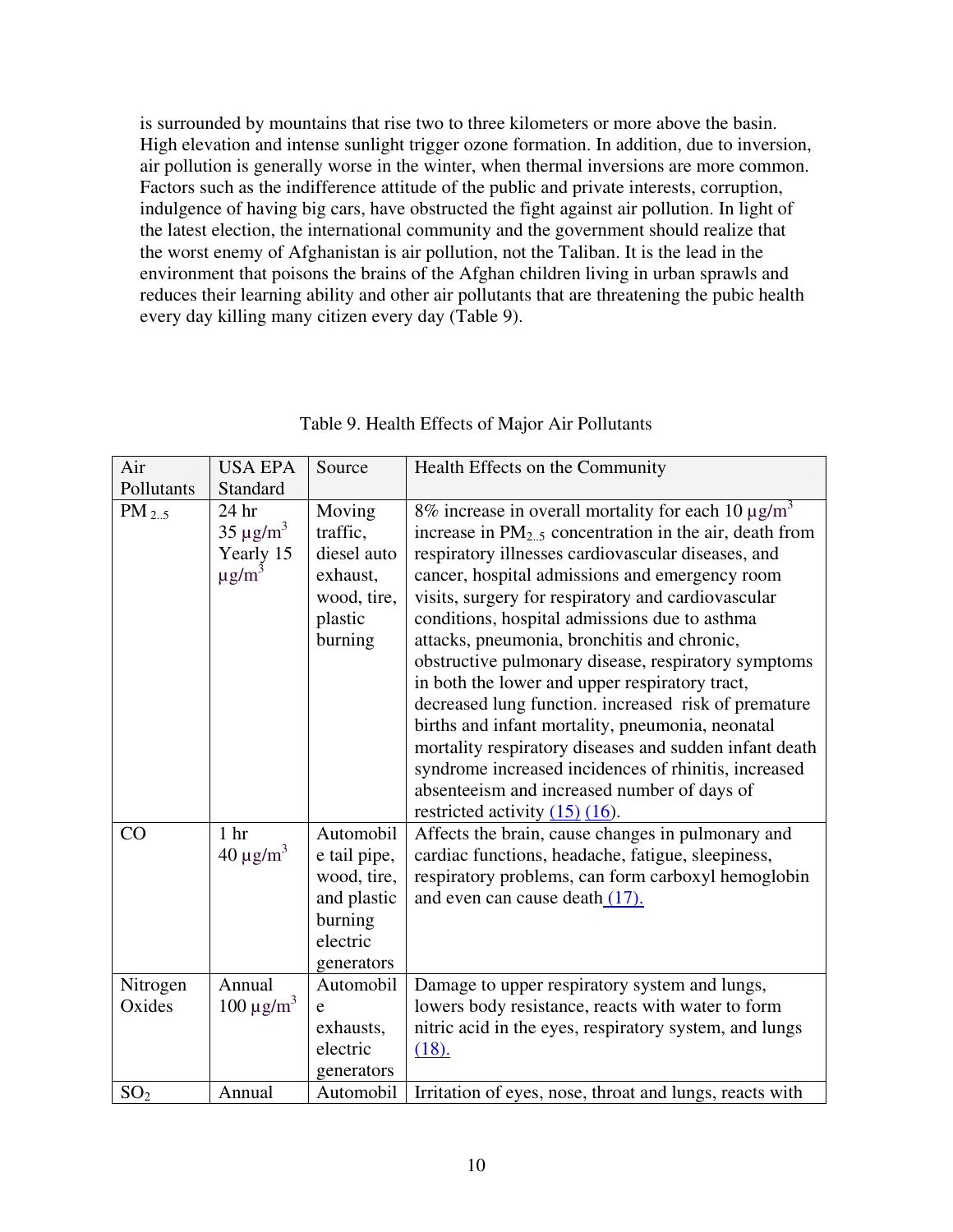is surrounded by mountains that rise two to three kilometers or more above the basin. High elevation and intense sunlight trigger ozone formation. In addition, due to inversion, air pollution is generally worse in the winter, when thermal inversions are more common. Factors such as the indifference attitude of the public and private interests, corruption, indulgence of having big cars, have obstructed the fight against air pollution. In light of the latest election, the international community and the government should realize that the worst enemy of Afghanistan is air pollution, not the Taliban. It is the lead in the environment that poisons the brains of the Afghan children living in urban sprawls and reduces their learning ability and other air pollutants that are threatening the pubic health every day killing many citizen every day (Table 9).

Table 9. Health Effects of Major Air Pollutants

| Air Pollutants | USA EPA Standard | Source | Health Effects on the Community |
|---|---|---|---|
| $PM_{2..5}$ | 24 hr 35 $\mu g/m^3$ Yearly 15 $\mu g/m^3$ | Moving traffic, diesel auto exhaust, wood, tire, plastic burning | 8% increase in overall mortality for each 10 $\mu g/m^3$ increase in $PM_{2..5}$ concentration in the air, death from respiratory illnesses cardiovascular diseases, and cancer, hospital admissions and emergency room visits, surgery for respiratory and cardiovascular conditions, hospital admissions due to asthma attacks, pneumonia, bronchitis and chronic, obstructive pulmonary disease, respiratory symptoms in both the lower and upper respiratory tract, decreased lung function. increased risk of premature births and infant mortality, pneumonia, neonatal mortality respiratory diseases and sudden infant death syndrome increased incidences of rhinitis, increased absenteeism and increased number of days of restricted activity (15) (16). |
| CO | 1 hr 40 $\mu g/m^3$ | Automobile tail pipe, wood, tire, and plastic burning electric generators | Affects the brain, cause changes in pulmonary and cardiac functions, headache, fatigue, sleepiness, respiratory problems, can form carboxyl hemoglobin and even can cause death (17). |
| Nitrogen Oxides | Annual 100 $\mu g/m^3$ | Automobile exhausts, electric generators | Damage to upper respiratory system and lungs, lowers body resistance, reacts with water to form nitric acid in the eyes, respiratory system, and lungs (18). |
| $SO_2$ | Annual | Automobil | Irritation of eyes, nose, throat and lungs, reacts with |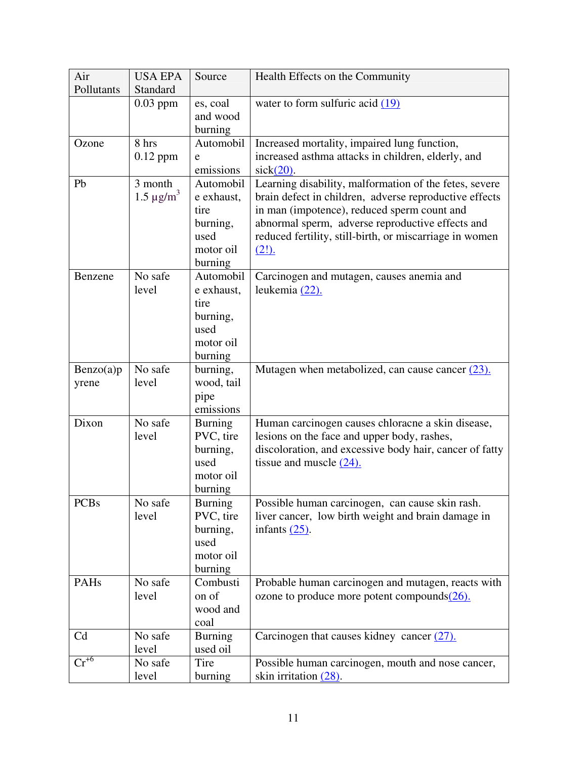| Air Pollutants | USA EPA Standard | Source | Health Effects on the Community |
|---|---|---|---|
| | 0.03 ppm | es, coal and wood burning | water to form sulfuric acid (19) |
| Ozone | 8 hrs 0.12 ppm | Automobile emissions | Increased mortality, impaired lung function, increased asthma attacks in children, elderly, and sick(20). |
| Pb | 3 month 1.5 $\mu g/m^3$ | Automobile exhaust, tire burning, used motor oil burning | Learning disability, malformation of the fetes, severe brain defect in children, adverse reproductive effects in man (impotence), reduced sperm count and abnormal sperm, adverse reproductive effects and reduced fertility, still-birth, or miscarriage in women (2!). |
| Benzene | No safe level | Automobile exhaust, tire burning, used motor oil burning | Carcinogen and mutagen, causes anemia and leukemia (22). |
| Benzo(a)pyrene | No safe level | burning, wood, tail pipe emissions | Mutagen when metabolized, can cause cancer (23). |
| Dixon | No safe level | Burning PVC, tire burning, used motor oil burning | Human carcinogen causes chloracne a skin disease, lesions on the face and upper body, rashes, discoloration, and excessive body hair, cancer of fatty tissue and muscle (24). |
| PCBs | No safe level | Burning PVC, tire burning, used motor oil burning | Possible human carcinogen, can cause skin rash. liver cancer, low birth weight and brain damage in infants (25). |
| PAHs | No safe level | Combustion of wood and coal | Probable human carcinogen and mutagen, reacts with ozone to produce more potent compounds(26). |
| Cd | No safe level | Burning used oil | Carcinogen that causes kidney cancer (27). |
| $Cr^{+6}$ | No safe level | Tire burning | Possible human carcinogen, mouth and nose cancer, skin irritation (28). |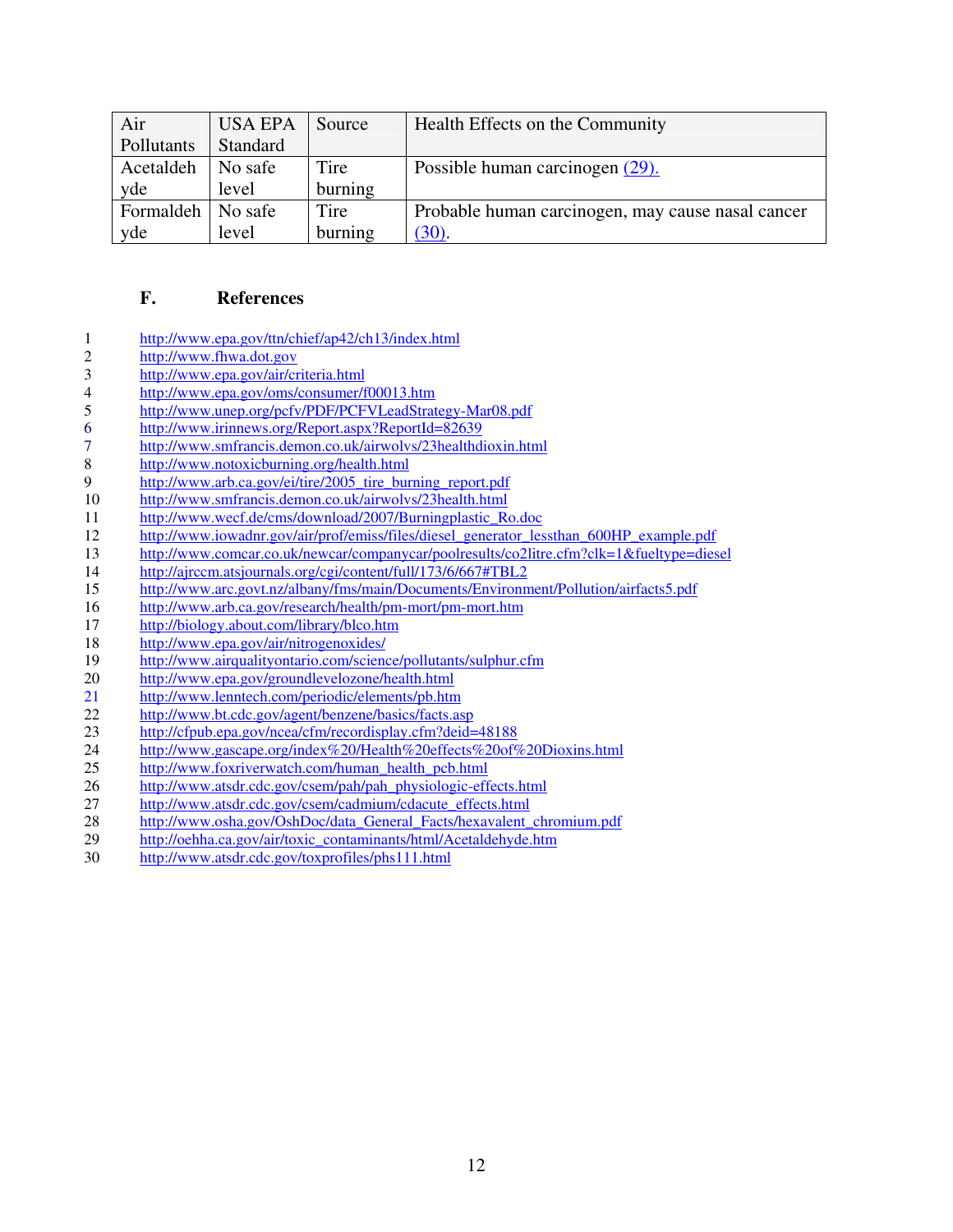| Air Pollutants | USA EPA Standard | Source | Health Effects on the Community |
|---|---|---|---|
| Acetaldehyde | No safe level | Tire burning | Possible human carcinogen (29). |
| Formaldehyde | No safe level | Tire burning | Probable human carcinogen, may cause nasal cancer (30). |

## F. References

1. http://www.epa.gov/ttn/chief/ap42/ch13/index.html
2. http://www.fhwa.dot.gov
3. http://www.epa.gov/air/criteria.html
4. http://www.epa.gov/oms/consumer/f00013.htm
5. http://www.unep.org/pcfv/PDF/PCFVLeadStrategy-Mar08.pdf
6. http://www.irinnews.org/Report.aspx?ReportId=82639
7. http://www.smfrancis.demon.co.uk/airwolvs/23healthdioxin.html
8. http://www.notoxicburning.org/health.html
9. http://www.arb.ca.gov/ei/tire/2005_tire_burning_report.pdf
10. http://www.smfrancis.demon.co.uk/airwolvs/23health.html
11. http://www.wecf.de/cms/download/2007/Burningplastic_Ro.doc
12. http://www.iowadnr.gov/air/prof/emiss/files/diesel_generator_lessthan_600HP_example.pdf
13. http://www.comcar.co.uk/newcar/companycar/poolresults/co2litre.cfm?clk=1&fueltype=diesel
14. http://ajrccm.atsjournals.org/cgi/content/full/173/6/667#TBL2
15. http://www.arc.govt.nz/albany/fms/main/Documents/Environment/Pollution/airfacts5.pdf
16. http://www.arb.ca.gov/research/health/pm-mort/pm-mort.htm
17. http://biology.about.com/library/blco.htm
18. http://www.epa.gov/air/nitrogenoxides/
19. http://www.airqualityontario.com/science/pollutants/sulphur.cfm
20. http://www.epa.gov/groundlevelozone/health.html
21. http://www.lenntech.com/periodic/elements/pb.htm
22. http://www.bt.cdc.gov/agent/benzene/basics/facts.asp
23. http://cfpub.epa.gov/ncea/cfm/recordisplay.cfm?deid=48188
24. http://www.gascape.org/index%20/Health%20effects%20of%20Dioxins.html
25. http://www.foxriverwatch.com/human_health_pcb.html
26. http://www.atsdr.cdc.gov/csem/pah/pah_physiologic-effects.html
27. http://www.atsdr.cdc.gov/csem/cadmium/cdacute_effects.html
28. http://www.osha.gov/OshDoc/data_General_Facts/hexavalent_chromium.pdf
29. http://oehha.ca.gov/air/toxic_contaminants/html/Acetaldehyde.htm
30. http://www.atsdr.cdc.gov/toxprofiles/phs111.html